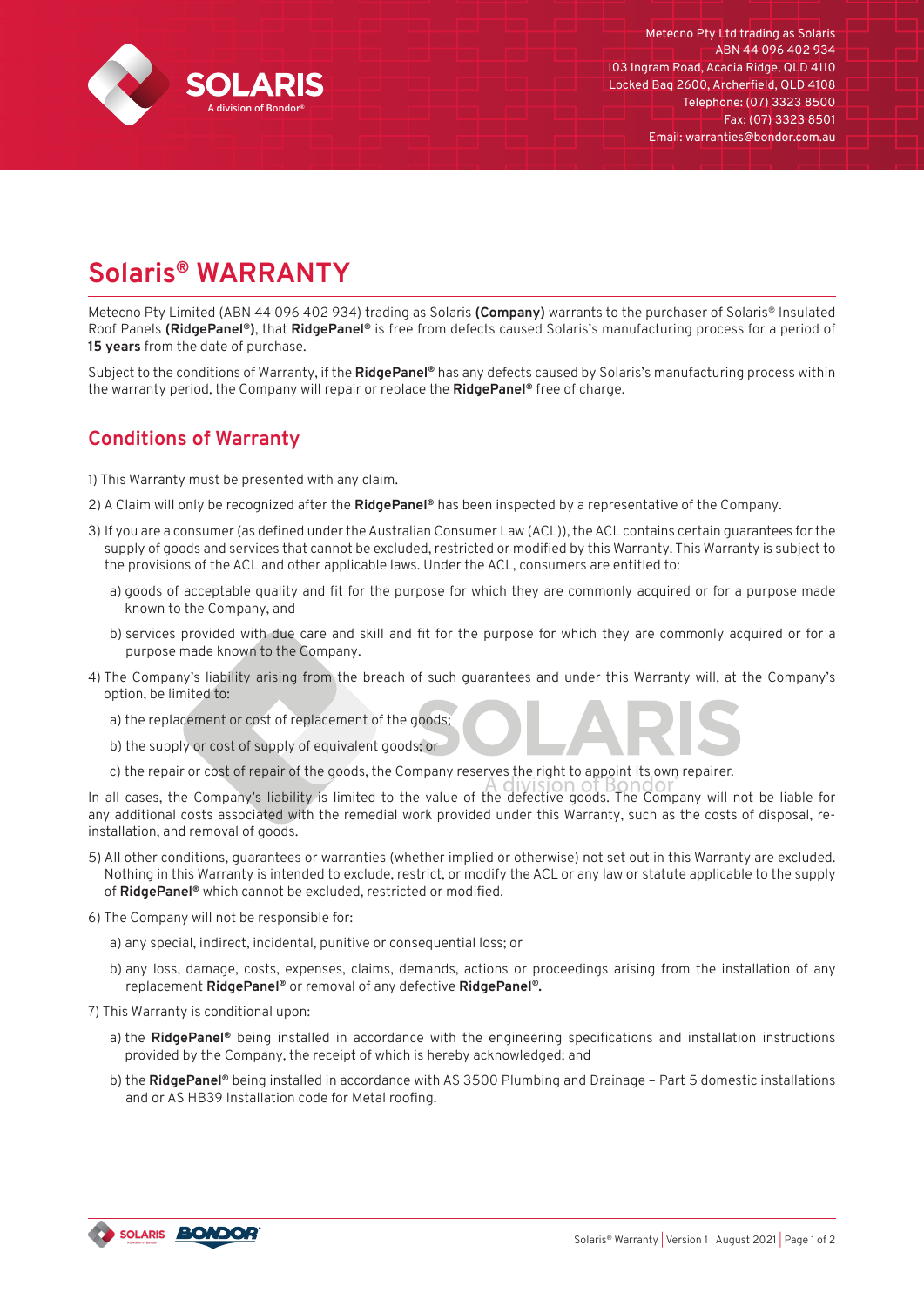Metecno Pty Ltd trading as Solaris
ABN 44 096 402 934
103 Ingram Road, Acacia Ridge, QLD 4110
Locked Bag 2600, Archerfield, QLD 4108
Telephone: (07) 3323 8500
Fax: (07) 3323 8501
Email: warranties@bondor.com.au

# Solaris® WARRANTY

Metecno Pty Limited (ABN 44 096 402 934) trading as Solaris **(Company)** warrants to the purchaser of Solaris® Insulated Roof Panels **(RidgePanel®)**, that **RidgePanel®** is free from defects caused Solaris's manufacturing process for a period of **15 years** from the date of purchase.

Subject to the conditions of Warranty, if the **RidgePanel®** has any defects caused by Solaris's manufacturing process within the warranty period, the Company will repair or replace the **RidgePanel®** free of charge.

## Conditions of Warranty

1) This Warranty must be presented with any claim.

2) A Claim will only be recognized after the **RidgePanel®** has been inspected by a representative of the Company.

3) If you are a consumer (as defined under the Australian Consumer Law (ACL)), the ACL contains certain guarantees for the supply of goods and services that cannot be excluded, restricted or modified by this Warranty. This Warranty is subject to the provisions of the ACL and other applicable laws. Under the ACL, consumers are entitled to:

   a) goods of acceptable quality and fit for the purpose for which they are commonly acquired or for a purpose made known to the Company, and

   b) services provided with due care and skill and fit for the purpose for which they are commonly acquired or for a purpose made known to the Company.

4) The Company's liability arising from the breach of such guarantees and under this Warranty will, at the Company's option, be limited to:

   a) the replacement or cost of replacement of the goods;

   b) the supply or cost of supply of equivalent goods; or

   c) the repair or cost of repair of the goods, the Company reserves the right to appoint its own repairer.

In all cases, the Company's liability is limited to the value of the defective goods. The Company will not be liable for any additional costs associated with the remedial work provided under this Warranty, such as the costs of disposal, re-installation, and removal of goods.

5) All other conditions, guarantees or warranties (whether implied or otherwise) not set out in this Warranty are excluded. Nothing in this Warranty is intended to exclude, restrict, or modify the ACL or any law or statute applicable to the supply of **RidgePanel®** which cannot be excluded, restricted or modified.

6) The Company will not be responsible for:

   a) any special, indirect, incidental, punitive or consequential loss; or

   b) any loss, damage, costs, expenses, claims, demands, actions or proceedings arising from the installation of any replacement **RidgePanel®** or removal of any defective **RidgePanel®.**

7) This Warranty is conditional upon:

   a) the **RidgePanel®** being installed in accordance with the engineering specifications and installation instructions provided by the Company, the receipt of which is hereby acknowledged; and

   b) the **RidgePanel®** being installed in accordance with AS 3500 Plumbing and Drainage – Part 5 domestic installations and or AS HB39 Installation code for Metal roofing.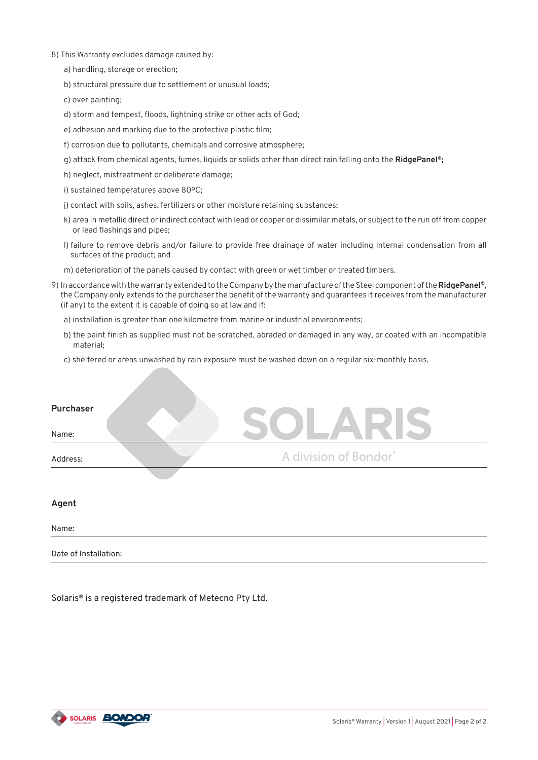8) This Warranty excludes damage caused by:

   a) handling, storage or erection;

   b) structural pressure due to settlement or unusual loads;

   c) over painting;

   d) storm and tempest, floods, lightning strike or other acts of God;

   e) adhesion and marking due to the protective plastic film;

   f) corrosion due to pollutants, chemicals and corrosive atmosphere;

   g) attack from chemical agents, fumes, liquids or solids other than direct rain falling onto the **RidgePanel®;**

   h) neglect, mistreatment or deliberate damage;

   i) sustained temperatures above 80ºC;

   j) contact with soils, ashes, fertilizers or other moisture retaining substances;

   k) area in metallic direct or indirect contact with lead or copper or dissimilar metals, or subject to the run off from copper or lead flashings and pipes;

   l) failure to remove debris and/or failure to provide free drainage of water including internal condensation from all surfaces of the product; and

   m) deterioration of the panels caused by contact with green or wet timber or treated timbers.

9) In accordance with the warranty extended to the Company by the manufacture of the Steel component of the **RidgePanel®**, the Company only extends to the purchaser the benefit of the warranty and guarantees it receives from the manufacturer (if any) to the extent it is capable of doing so at law and if:

   a) installation is greater than one kilometre from marine or industrial environments;

   b) the paint finish as supplied must not be scratched, abraded or damaged in any way, or coated with an incompatible material;

   c) sheltered or areas unwashed by rain exposure must be washed down on a regular six-monthly basis.

**Purchaser**

Name:

Address:

**Agent**

Name:

Date of Installation:

Solaris® is a registered trademark of Metecno Pty Ltd.